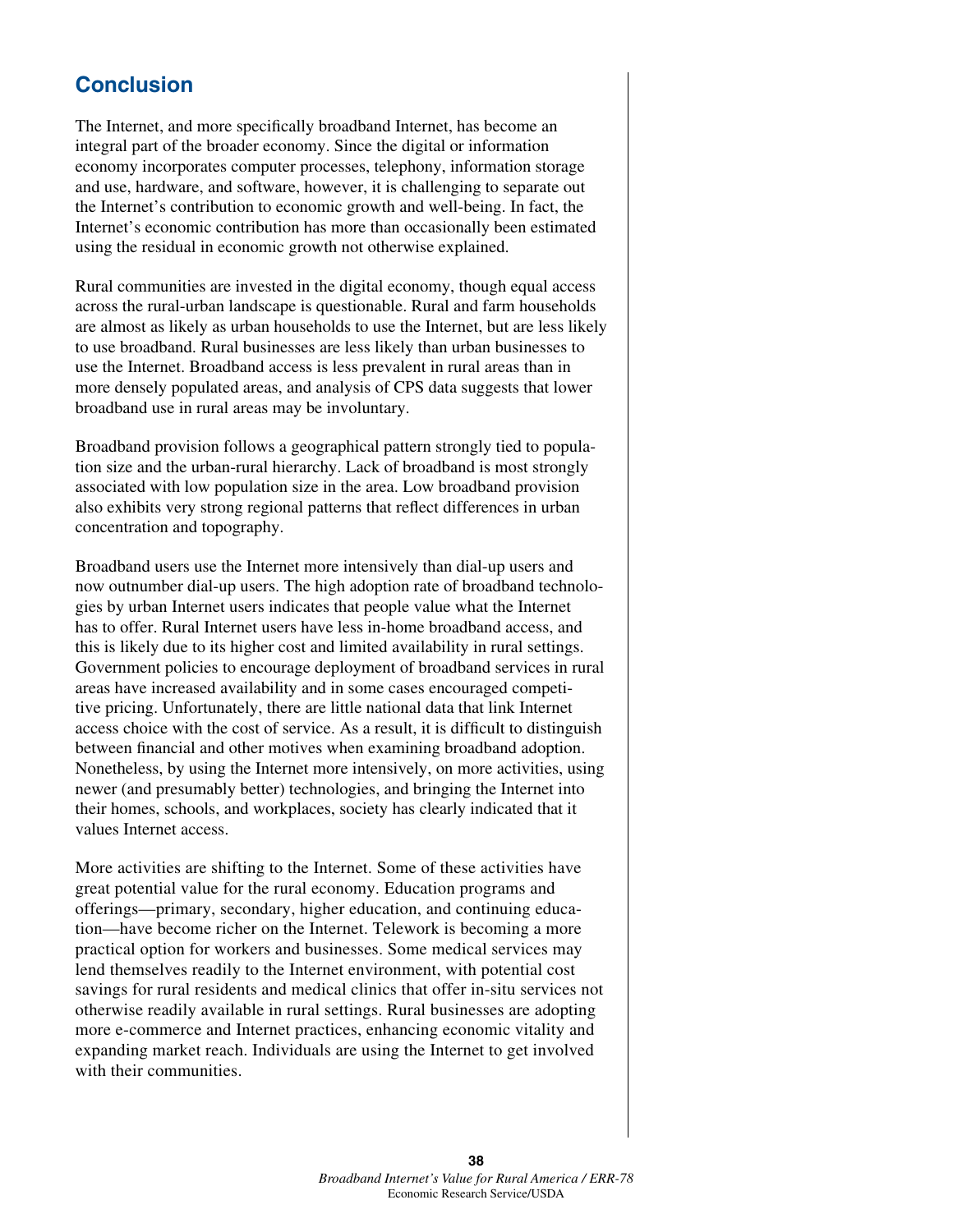## Conclusion

The Internet, and more specifically broadband Internet, has become an integral part of the broader economy. Since the digital or information economy incorporates computer processes, telephony, information storage and use, hardware, and software, however, it is challenging to separate out the Internet's contribution to economic growth and well-being. In fact, the Internet's economic contribution has more than occasionally been estimated using the residual in economic growth not otherwise explained.

Rural communities are invested in the digital economy, though equal access across the rural-urban landscape is questionable. Rural and farm households are almost as likely as urban households to use the Internet, but are less likely to use broadband. Rural businesses are less likely than urban businesses to use the Internet. Broadband access is less prevalent in rural areas than in more densely populated areas, and analysis of CPS data suggests that lower broadband use in rural areas may be involuntary.

Broadband provision follows a geographical pattern strongly tied to population size and the urban-rural hierarchy. Lack of broadband is most strongly associated with low population size in the area. Low broadband provision also exhibits very strong regional patterns that reflect differences in urban concentration and topography.

Broadband users use the Internet more intensively than dial-up users and now outnumber dial-up users. The high adoption rate of broadband technologies by urban Internet users indicates that people value what the Internet has to offer. Rural Internet users have less in-home broadband access, and this is likely due to its higher cost and limited availability in rural settings. Government policies to encourage deployment of broadband services in rural areas have increased availability and in some cases encouraged competitive pricing. Unfortunately, there are little national data that link Internet access choice with the cost of service. As a result, it is difficult to distinguish between financial and other motives when examining broadband adoption. Nonetheless, by using the Internet more intensively, on more activities, using newer (and presumably better) technologies, and bringing the Internet into their homes, schools, and workplaces, society has clearly indicated that it values Internet access.

More activities are shifting to the Internet. Some of these activities have great potential value for the rural economy. Education programs and offerings—primary, secondary, higher education, and continuing education—have become richer on the Internet. Telework is becoming a more practical option for workers and businesses. Some medical services may lend themselves readily to the Internet environment, with potential cost savings for rural residents and medical clinics that offer in-situ services not otherwise readily available in rural settings. Rural businesses are adopting more e-commerce and Internet practices, enhancing economic vitality and expanding market reach. Individuals are using the Internet to get involved with their communities.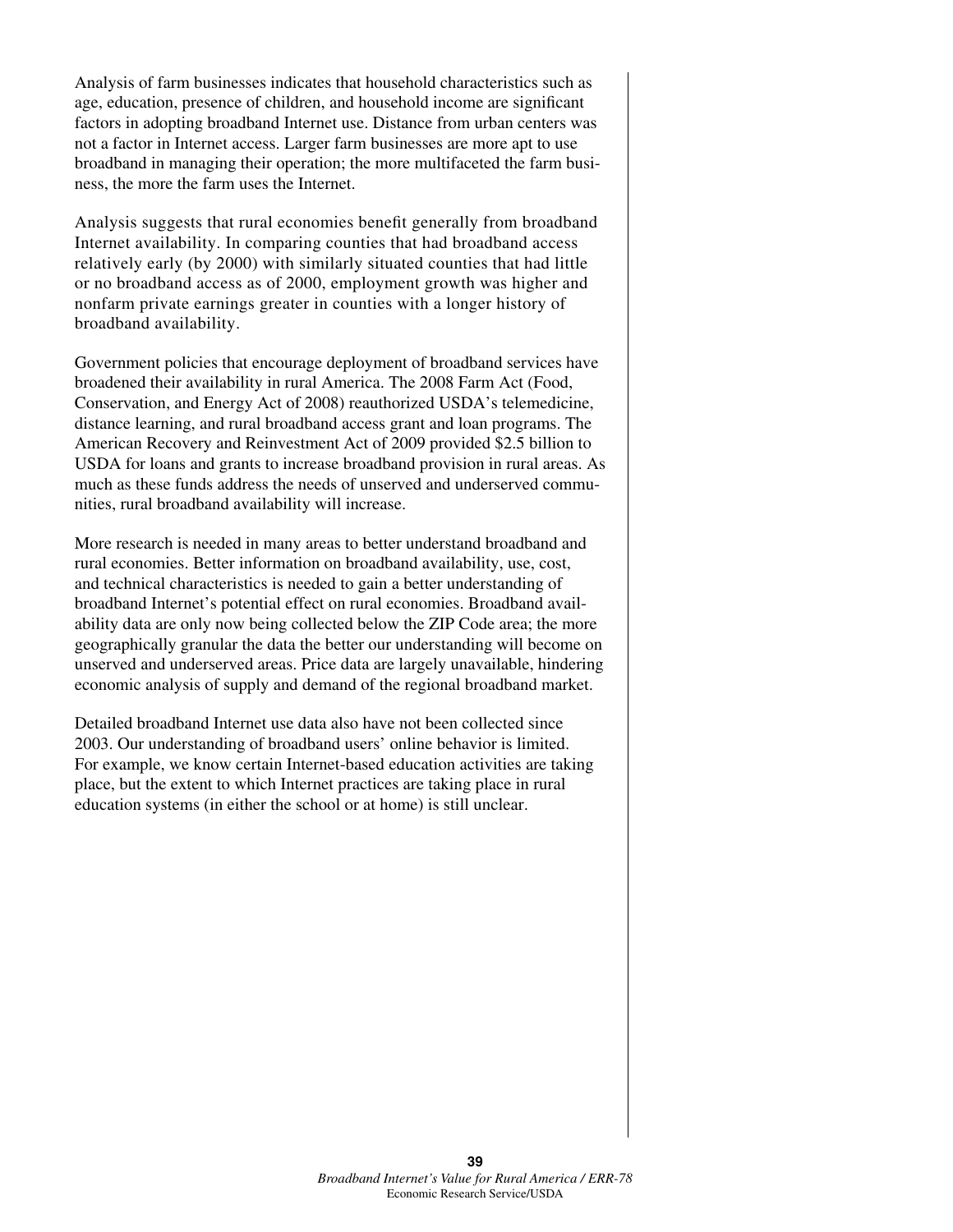Analysis of farm businesses indicates that household characteristics such as age, education, presence of children, and household income are significant factors in adopting broadband Internet use. Distance from urban centers was not a factor in Internet access. Larger farm businesses are more apt to use broadband in managing their operation; the more multifaceted the farm business, the more the farm uses the Internet.

Analysis suggests that rural economies benefit generally from broadband Internet availability. In comparing counties that had broadband access relatively early (by 2000) with similarly situated counties that had little or no broadband access as of 2000, employment growth was higher and nonfarm private earnings greater in counties with a longer history of broadband availability.

Government policies that encourage deployment of broadband services have broadened their availability in rural America. The 2008 Farm Act (Food, Conservation, and Energy Act of 2008) reauthorized USDA's telemedicine, distance learning, and rural broadband access grant and loan programs. The American Recovery and Reinvestment Act of 2009 provided $2.5 billion to USDA for loans and grants to increase broadband provision in rural areas. As much as these funds address the needs of unserved and underserved communities, rural broadband availability will increase.

More research is needed in many areas to better understand broadband and rural economies. Better information on broadband availability, use, cost, and technical characteristics is needed to gain a better understanding of broadband Internet's potential effect on rural economies. Broadband availability data are only now being collected below the ZIP Code area; the more geographically granular the data the better our understanding will become on unserved and underserved areas. Price data are largely unavailable, hindering economic analysis of supply and demand of the regional broadband market.

Detailed broadband Internet use data also have not been collected since 2003. Our understanding of broadband users' online behavior is limited. For example, we know certain Internet-based education activities are taking place, but the extent to which Internet practices are taking place in rural education systems (in either the school or at home) is still unclear.